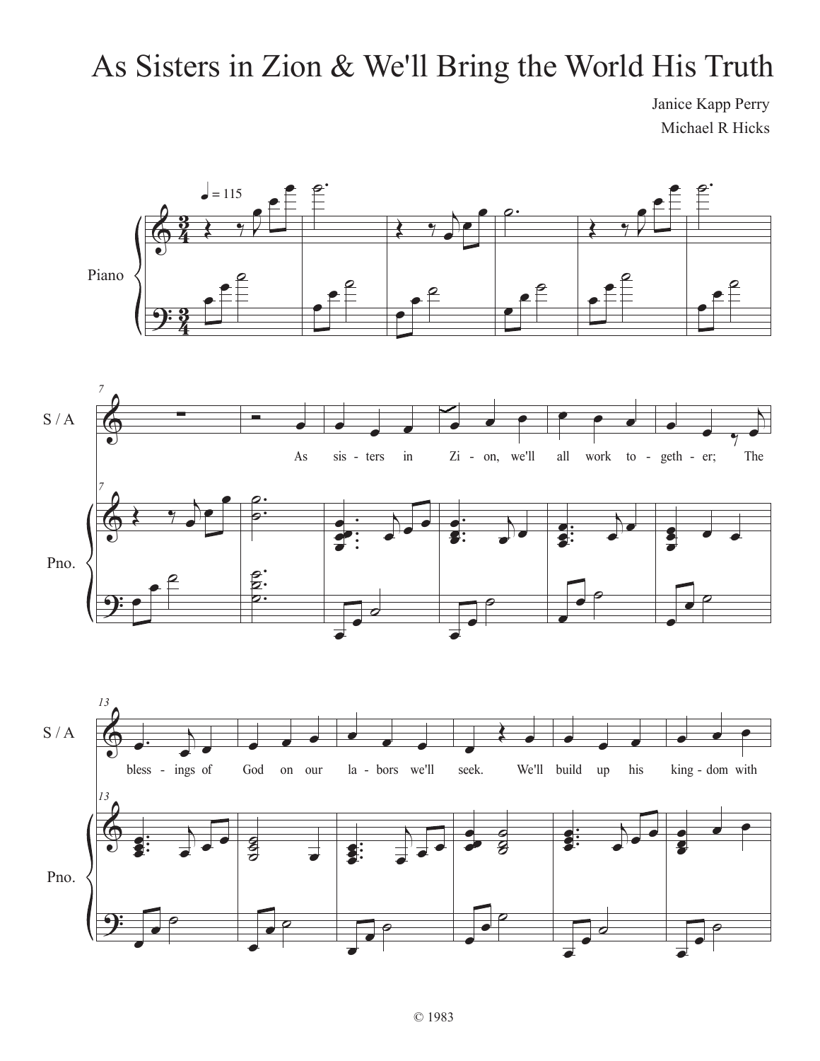# As Sisters in Zion & We'll Bring the World His Truth

Janice Kapp Perry

Michael R Hicks

© 1983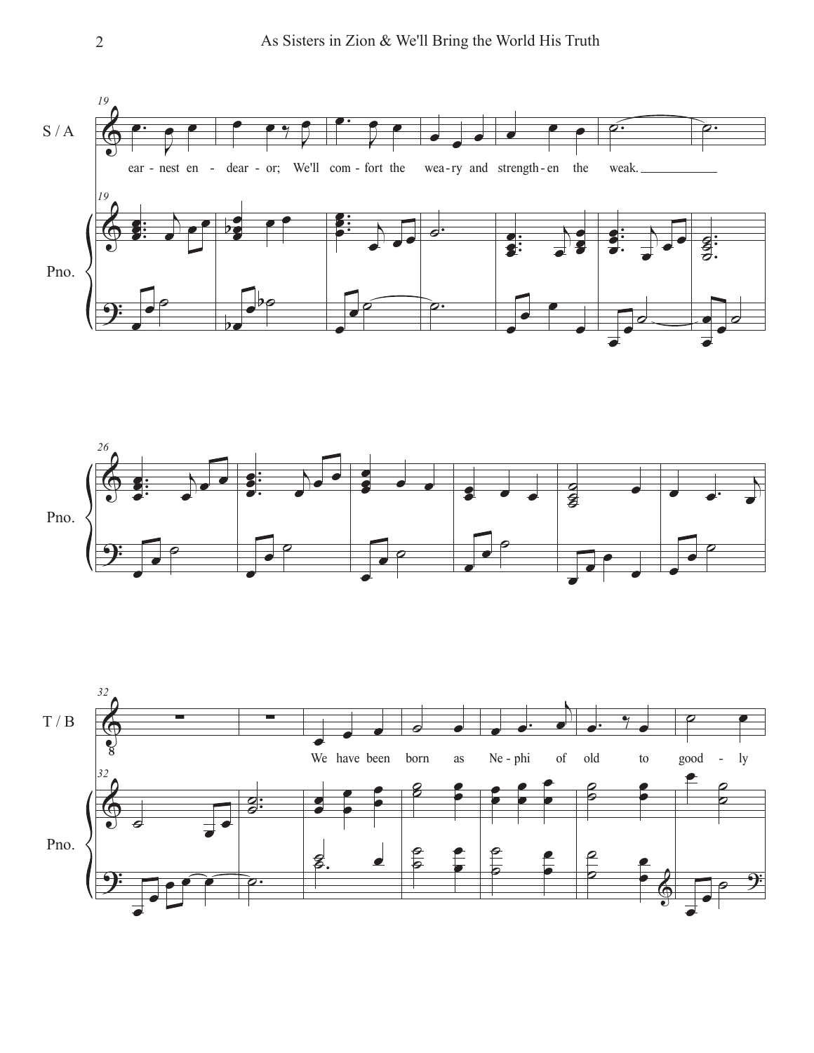S / A

ear - nest en - dear - or; We'll com - fort the wea - ry and strength - en the weak.

Pno.

Pno.

T / B

We have been born as Ne - phi of old to good - ly

Pno.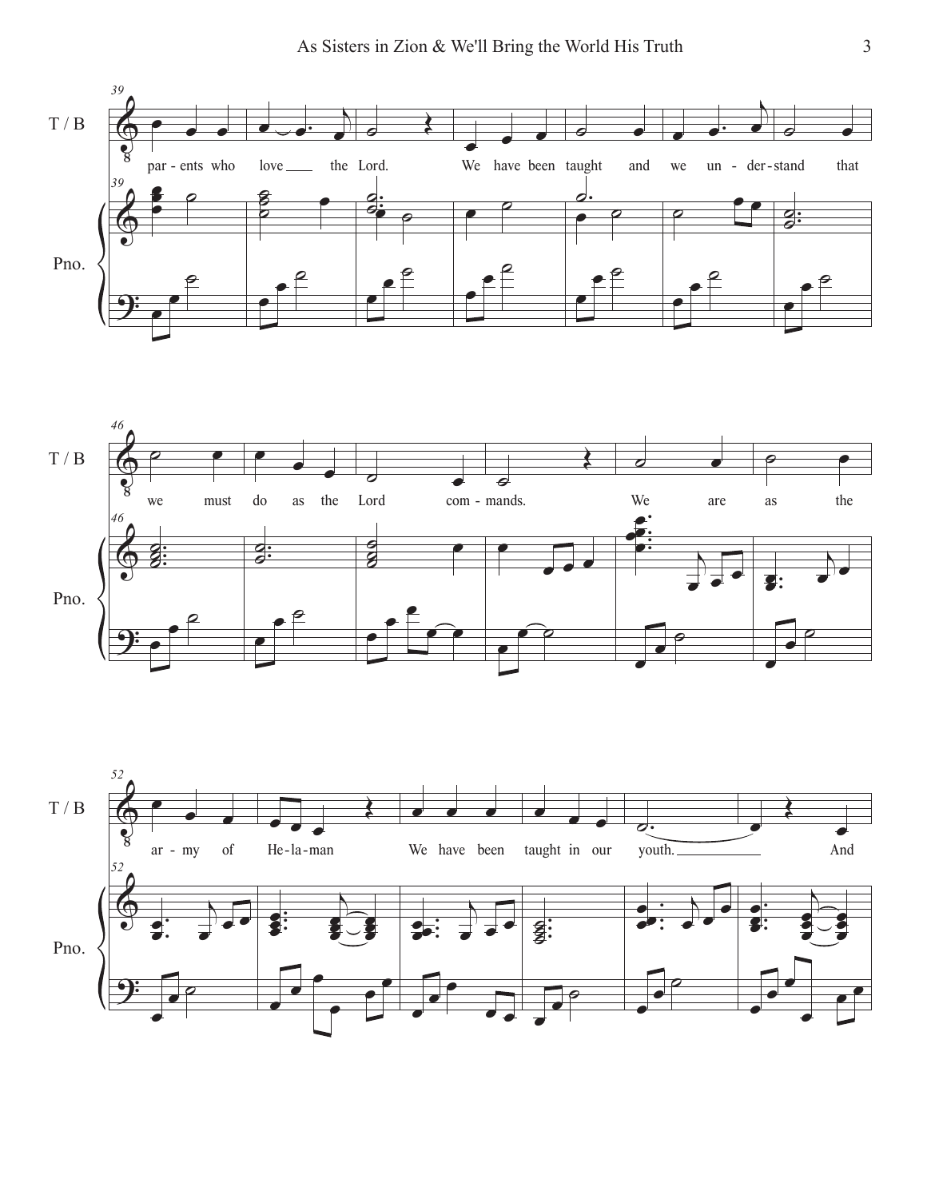T / B

Pno.

39

par - ents who love ___ the Lord. We have been taught and we un - der - stand that

46

we must do as the Lord com - mands. We are as the

52

ar - my of He - la - man We have been taught in our youth. ___ And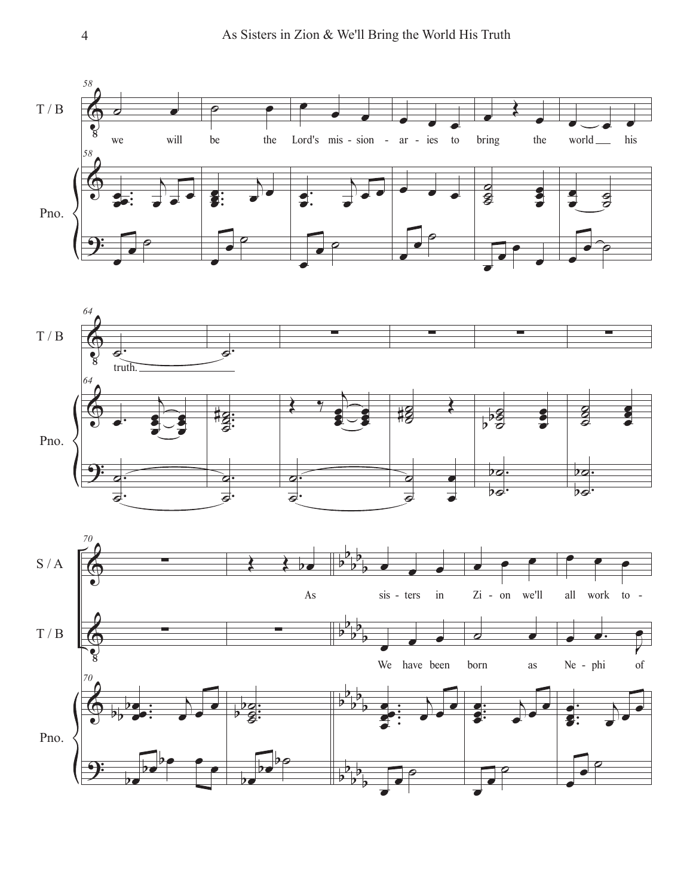58

T / B

we will be the Lord's mis - sion - ar - ies to bring the world his

Pno.

64

T / B

truth.

Pno.

70

S / A

As sis - ters in Zi - on we'll all work to -

T / B

We have been born as Ne - phi of

Pno.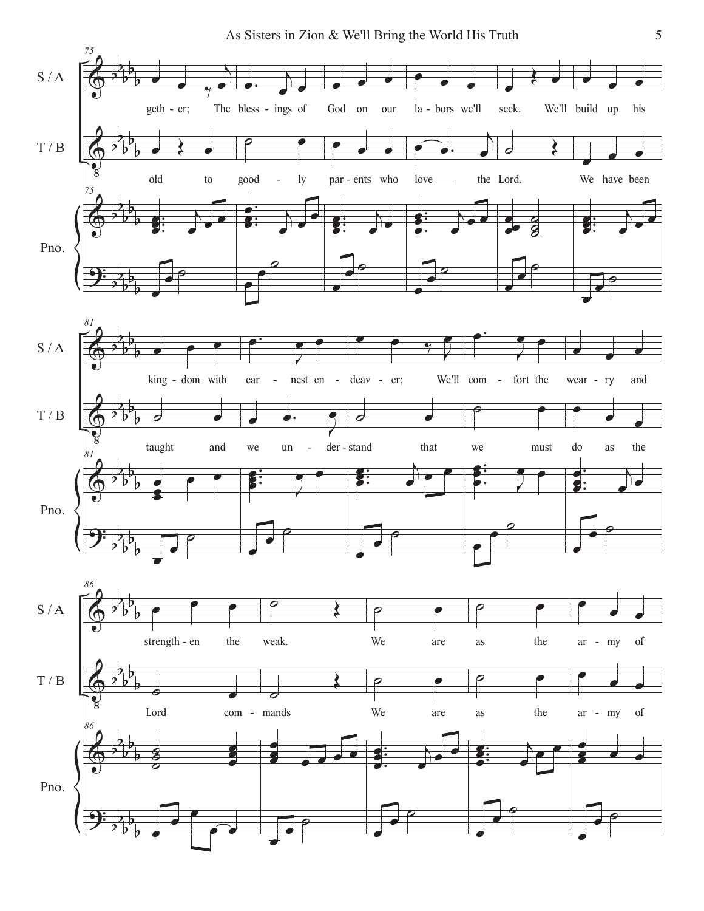S / A

T / B

Pno.

geth - er; The bless - ings of God on our la - bors we'll seek. We'll build up his

old to good - ly par - ents who love the Lord. We have been

king - dom with ear - nest en - deav - er; We'll com - fort the wear - ry and

taught and we un - der - stand that we must do as the

strength - en the weak. We are as the ar - my of

Lord com - mands We are as the ar - my of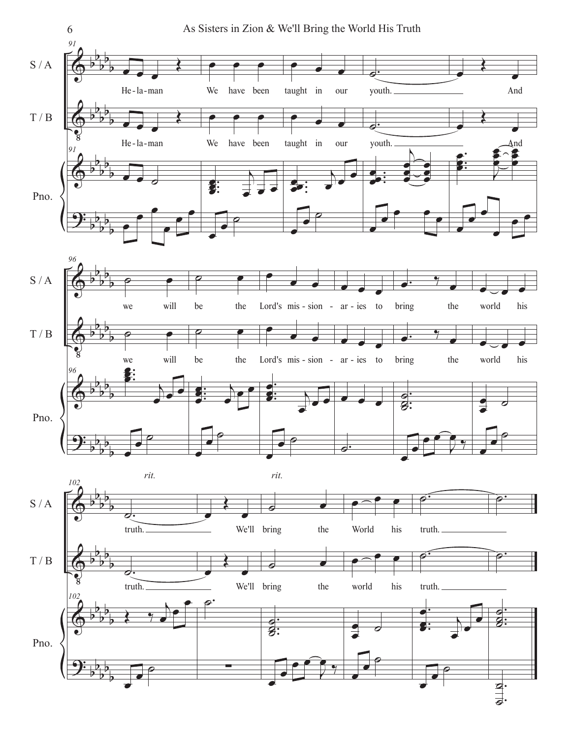91

S / A

He-la-man We have been taught in our youth. And

T / B

He-la-man We have been taught in our youth. And

Pno.

96

S / A

we will be the Lord's mis-sion-ar-ies to bring the world his

T / B

we will be the Lord's mis-sion-ar-ies to bring the world his

Pno.

102

*rit.* *rit.*

S / A

truth. We'll bring the World his truth.

T / B

truth. We'll bring the world his truth.

Pno.